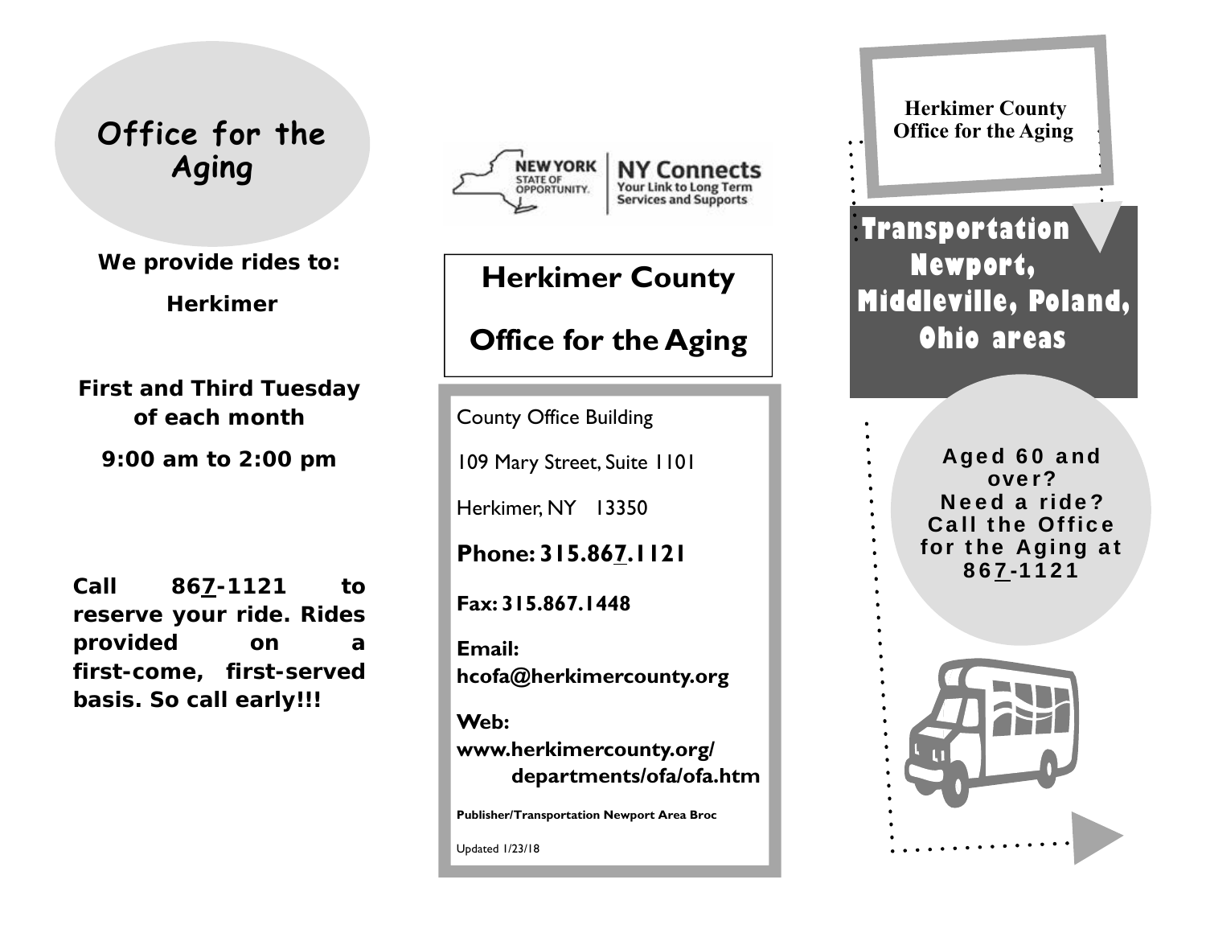# Office for the Aging

**We provide rides to:**

**Herkimer**

**First and Third Tuesday of each month**

**9:00 am to 2:00 pm**

**Call 867-1121 to reserve your ride. Rides provided on a first-come, first-served basis. So call early!!!**

NEW YORK STATE OF OPPORTUNITY. | NY Connects — Your Link to Long Term Services and Supports

## Herkimer County

## Office for the Aging

County Office Building

109 Mary Street, Suite 1101

Herkimer, NY 13350

**Phone: 315.867.1121**

**Fax: 315.867.1448**

**Email:**
**hcofa@herkimercounty.org**

**Web:**
**www.herkimercounty.org/departments/ofa/ofa.htm**

**Publisher/Transportation Newport Area Broc**

Updated 1/23/18

**Herkimer County Office for the Aging**

# Transportation Newport, Middleville, Poland, Ohio areas

**Aged 60 and over?**
**Need a ride?**
**Call the Office for the Aging at 867-1121**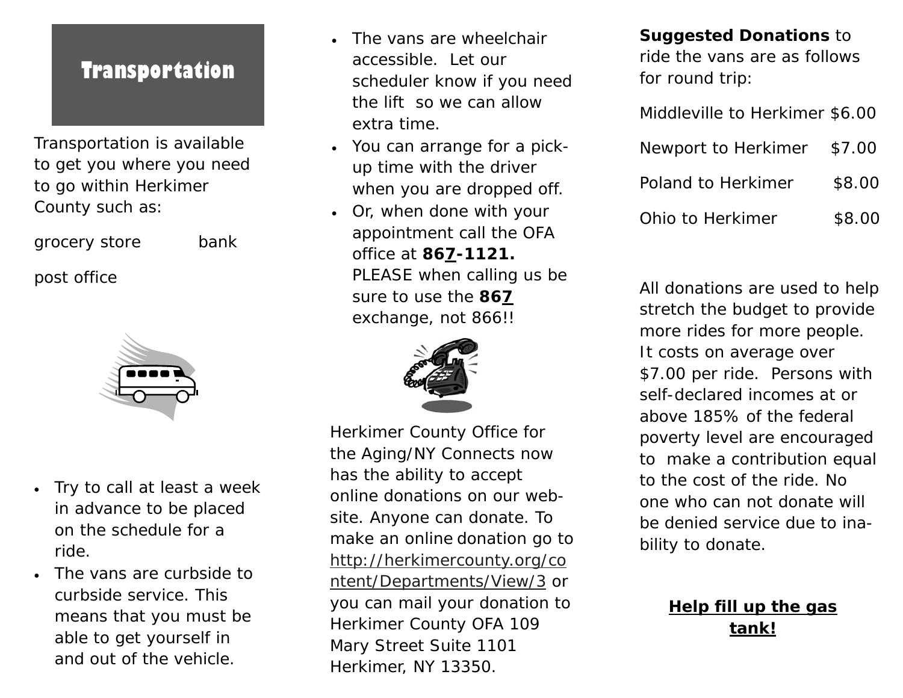# Transportation

Transportation is available to get you where you need to go within Herkimer County such as:

grocery store bank

post office

- Try to call at least a week in advance to be placed on the schedule for a ride.
- The vans are curbside to curbside service. This means that you must be able to get yourself in and out of the vehicle.
- The vans are wheelchair accessible. Let our scheduler know if you need the lift so we can allow extra time.
- You can arrange for a pick-up time with the driver when you are dropped off.
- Or, when done with your appointment call the OFA office at **867-1121.** PLEASE when calling us be sure to use the **867** exchange, not 866!!

Herkimer County Office for the Aging/NY Connects now has the ability to accept online donations on our website. Anyone can donate. To make an online donation go to http://herkimercounty.org/content/Departments/View/3 or you can mail your donation to Herkimer County OFA 109 Mary Street Suite 1101 Herkimer, NY 13350.

**Suggested Donations** to ride the vans are as follows for round trip:

| | |
|---|---|
| Middleville to Herkimer | $6.00 |
| Newport to Herkimer | $7.00 |
| Poland to Herkimer | $8.00 |
| Ohio to Herkimer | $8.00 |

All donations are used to help stretch the budget to provide more rides for more people. It costs on average over $7.00 per ride. Persons with self-declared incomes at or above 185% of the federal poverty level are encouraged to make a contribution equal to the cost of the ride. No one who can not donate will be denied service due to inability to donate.

**Help fill up the gas tank!**